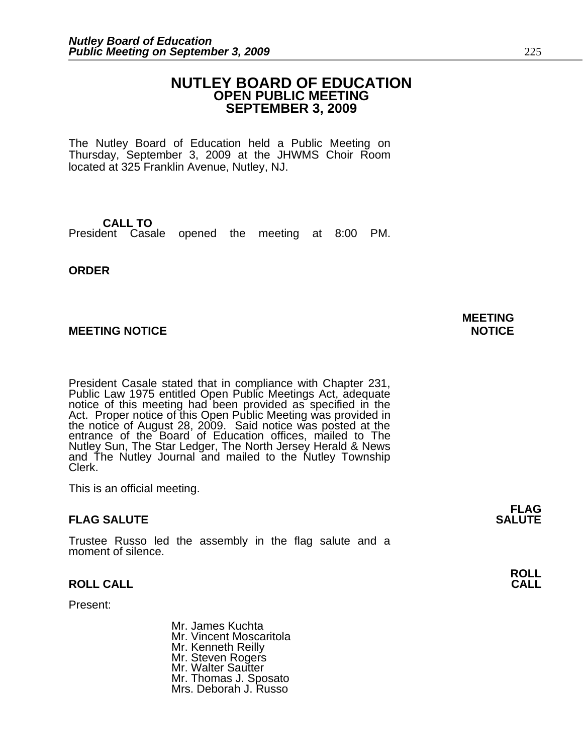# NUTLEY BOARD OF EDUCATION
## OPEN PUBLIC MEETING
## SEPTEMBER 3, 2009

The Nutley Board of Education held a Public Meeting on Thursday, September 3, 2009 at the JHWMS Choir Room located at 325 Franklin Avenue, Nutley, NJ.

**CALL TO ORDER**

President Casale opened the meeting at 8:00 PM.

**MEETING NOTICE**

President Casale stated that in compliance with Chapter 231, Public Law 1975 entitled Open Public Meetings Act, adequate notice of this meeting had been provided as specified in the Act. Proper notice of this Open Public Meeting was provided in the notice of August 28, 2009. Said notice was posted at the entrance of the Board of Education offices, mailed to The Nutley Sun, The Star Ledger, The North Jersey Herald & News and The Nutley Journal and mailed to the Nutley Township Clerk.

This is an official meeting.

**FLAG SALUTE**

Trustee Russo led the assembly in the flag salute and a moment of silence.

**ROLL CALL**

Present:

Mr. James Kuchta
Mr. Vincent Moscaritola
Mr. Kenneth Reilly
Mr. Steven Rogers
Mr. Walter Sautter
Mr. Thomas J. Sposato
Mrs. Deborah J. Russo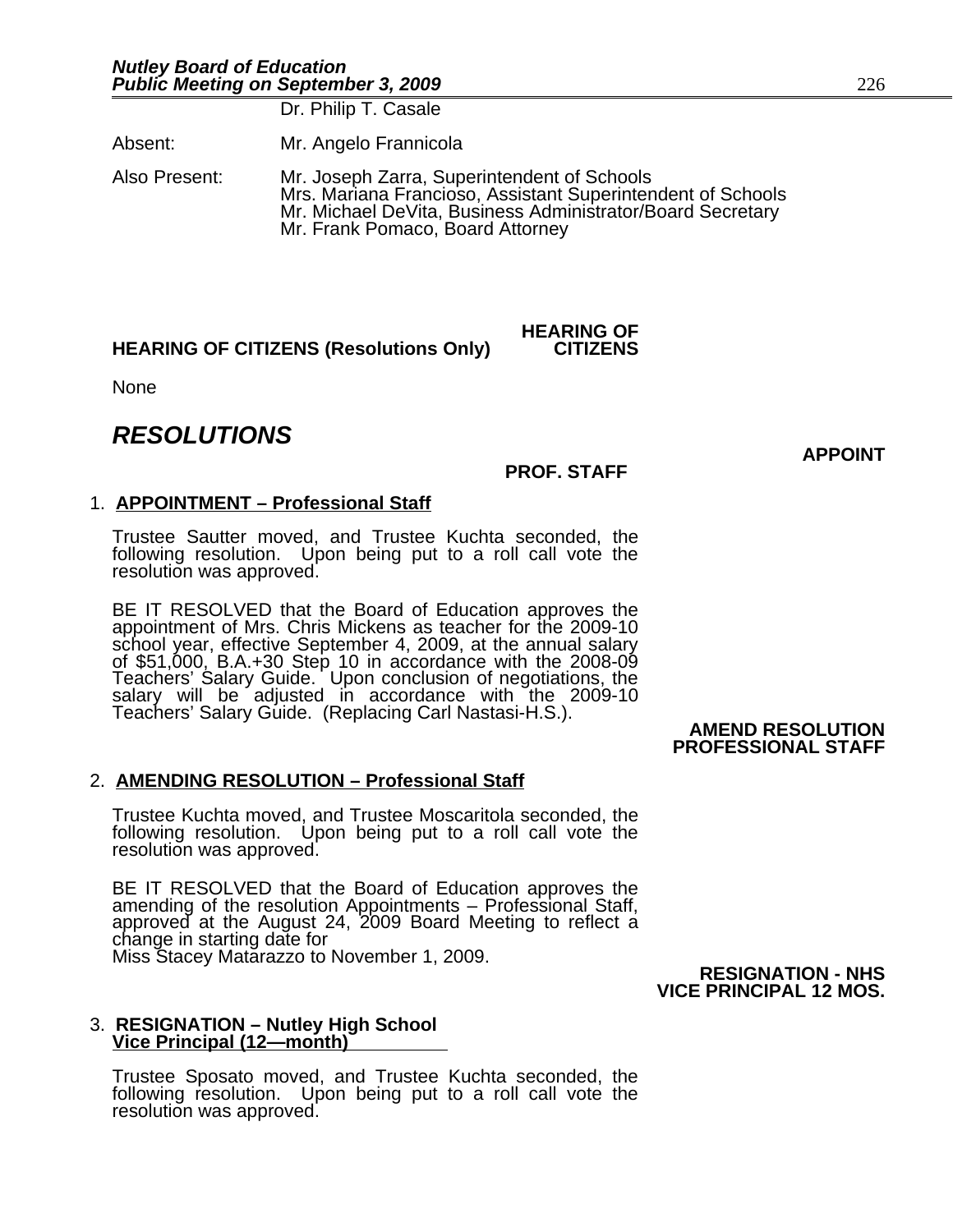Dr. Philip T. Casale

Absent: Mr. Angelo Frannicola

Also Present: Mr. Joseph Zarra, Superintendent of Schools
Mrs. Mariana Francioso, Assistant Superintendent of Schools
Mr. Michael DeVita, Business Administrator/Board Secretary
Mr. Frank Pomaco, Board Attorney

**HEARING OF CITIZENS (Resolutions Only)** **HEARING OF CITIZENS**

None

## *RESOLUTIONS*

**APPOINT PROF. STAFF**

1. **APPOINTMENT – Professional Staff**

Trustee Sautter moved, and Trustee Kuchta seconded, the following resolution. Upon being put to a roll call vote the resolution was approved.

BE IT RESOLVED that the Board of Education approves the appointment of Mrs. Chris Mickens as teacher for the 2009-10 school year, effective September 4, 2009, at the annual salary of $51,000, B.A.+30 Step 10 in accordance with the 2008-09 Teachers' Salary Guide. Upon conclusion of negotiations, the salary will be adjusted in accordance with the 2009-10 Teachers' Salary Guide. (Replacing Carl Nastasi-H.S.).

**AMEND RESOLUTION PROFESSIONAL STAFF**

2. **AMENDING RESOLUTION – Professional Staff**

Trustee Kuchta moved, and Trustee Moscaritola seconded, the following resolution. Upon being put to a roll call vote the resolution was approved.

BE IT RESOLVED that the Board of Education approves the amending of the resolution Appointments – Professional Staff, approved at the August 24, 2009 Board Meeting to reflect a change in starting date for
Miss Stacey Matarazzo to November 1, 2009.

**RESIGNATION - NHS VICE PRINCIPAL 12 MOS.**

3. **RESIGNATION – Nutley High School Vice Principal (12—month)**

Trustee Sposato moved, and Trustee Kuchta seconded, the following resolution. Upon being put to a roll call vote the resolution was approved.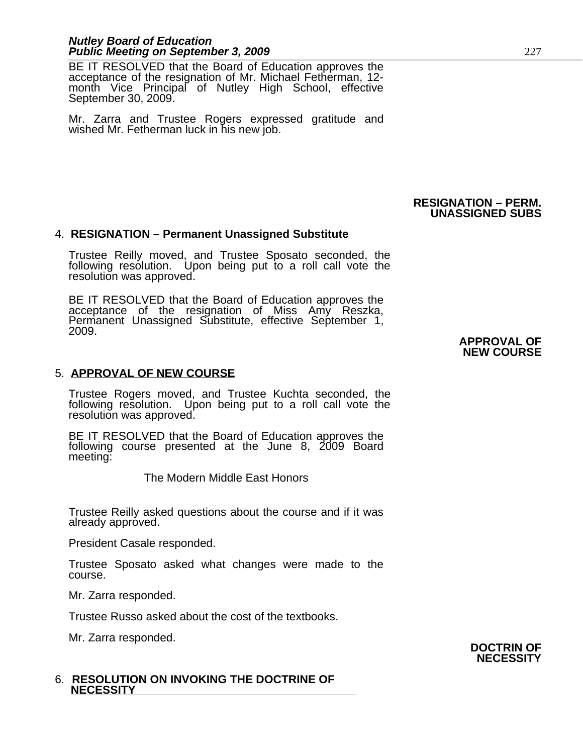BE IT RESOLVED that the Board of Education approves the acceptance of the resignation of Mr. Michael Fetherman, 12-month Vice Principal of Nutley High School, effective September 30, 2009.

Mr. Zarra and Trustee Rogers expressed gratitude and wished Mr. Fetherman luck in his new job.

**RESIGNATION – PERM. UNASSIGNED SUBS**

4. **RESIGNATION – Permanent Unassigned Substitute**

Trustee Reilly moved, and Trustee Sposato seconded, the following resolution. Upon being put to a roll call vote the resolution was approved.

BE IT RESOLVED that the Board of Education approves the acceptance of the resignation of Miss Amy Reszka, Permanent Unassigned Substitute, effective September 1, 2009.

**APPROVAL OF NEW COURSE**

5. **APPROVAL OF NEW COURSE**

Trustee Rogers moved, and Trustee Kuchta seconded, the following resolution. Upon being put to a roll call vote the resolution was approved.

BE IT RESOLVED that the Board of Education approves the following course presented at the June 8, 2009 Board meeting:

The Modern Middle East Honors

Trustee Reilly asked questions about the course and if it was already approved.

President Casale responded.

Trustee Sposato asked what changes were made to the course.

Mr. Zarra responded.

Trustee Russo asked about the cost of the textbooks.

Mr. Zarra responded.

**DOCTRIN OF NECESSITY**

6. **RESOLUTION ON INVOKING THE DOCTRINE OF NECESSITY**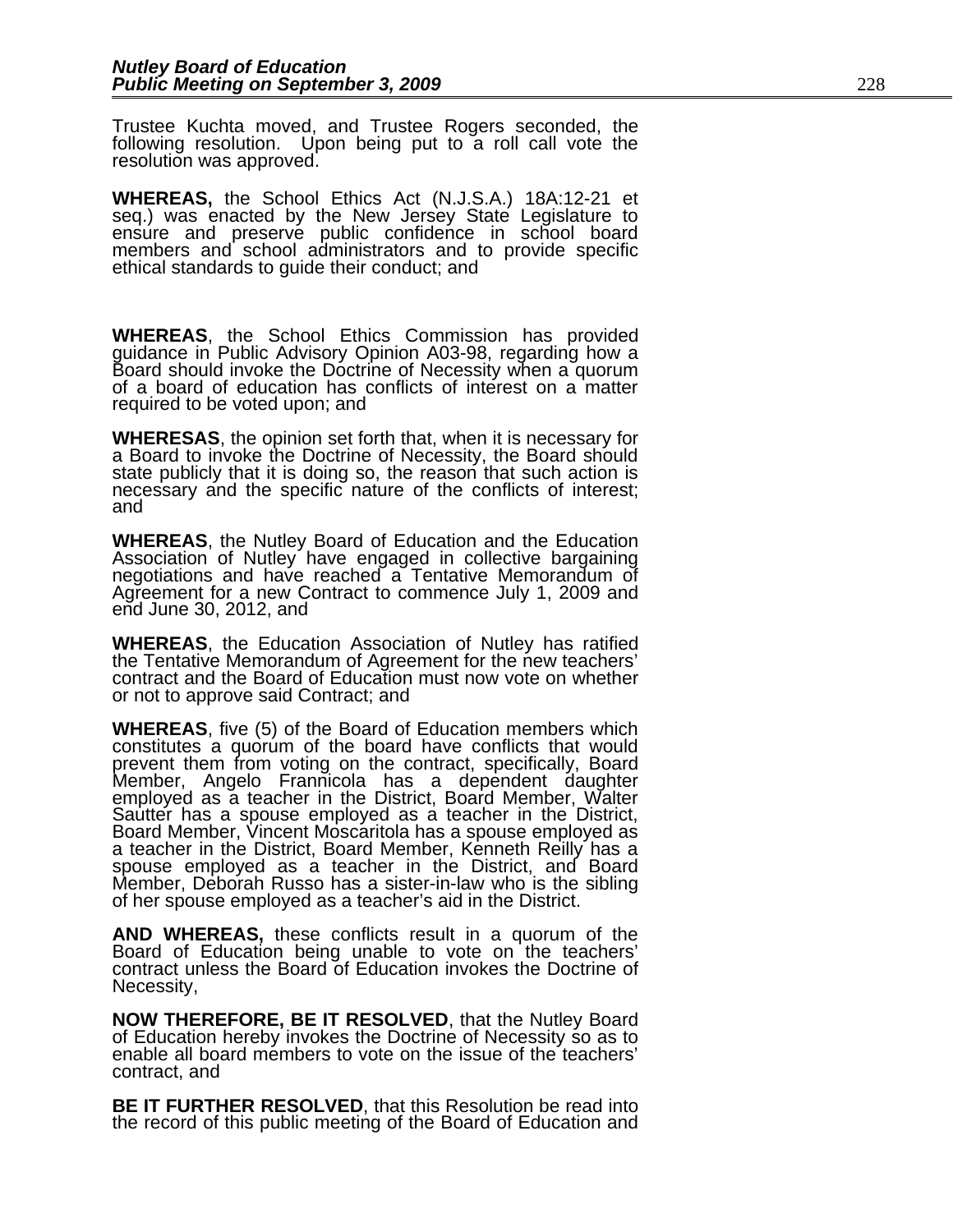Trustee Kuchta moved, and Trustee Rogers seconded, the following resolution. Upon being put to a roll call vote the resolution was approved.

**WHEREAS,** the School Ethics Act (N.J.S.A.) 18A:12-21 et seq.) was enacted by the New Jersey State Legislature to ensure and preserve public confidence in school board members and school administrators and to provide specific ethical standards to guide their conduct; and

**WHEREAS**, the School Ethics Commission has provided guidance in Public Advisory Opinion A03-98, regarding how a Board should invoke the Doctrine of Necessity when a quorum of a board of education has conflicts of interest on a matter required to be voted upon; and

**WHERESAS**, the opinion set forth that, when it is necessary for a Board to invoke the Doctrine of Necessity, the Board should state publicly that it is doing so, the reason that such action is necessary and the specific nature of the conflicts of interest; and

**WHEREAS**, the Nutley Board of Education and the Education Association of Nutley have engaged in collective bargaining negotiations and have reached a Tentative Memorandum of Agreement for a new Contract to commence July 1, 2009 and end June 30, 2012, and

**WHEREAS**, the Education Association of Nutley has ratified the Tentative Memorandum of Agreement for the new teachers' contract and the Board of Education must now vote on whether or not to approve said Contract; and

**WHEREAS**, five (5) of the Board of Education members which constitutes a quorum of the board have conflicts that would prevent them from voting on the contract, specifically, Board Member, Angelo Frannicola has a dependent daughter employed as a teacher in the District, Board Member, Walter Sautter has a spouse employed as a teacher in the District, Board Member, Vincent Moscaritola has a spouse employed as a teacher in the District, Board Member, Kenneth Reilly has a spouse employed as a teacher in the District, and Board Member, Deborah Russo has a sister-in-law who is the sibling of her spouse employed as a teacher's aid in the District.

**AND WHEREAS,** these conflicts result in a quorum of the Board of Education being unable to vote on the teachers' contract unless the Board of Education invokes the Doctrine of Necessity,

**NOW THEREFORE, BE IT RESOLVED**, that the Nutley Board of Education hereby invokes the Doctrine of Necessity so as to enable all board members to vote on the issue of the teachers' contract, and

**BE IT FURTHER RESOLVED**, that this Resolution be read into the record of this public meeting of the Board of Education and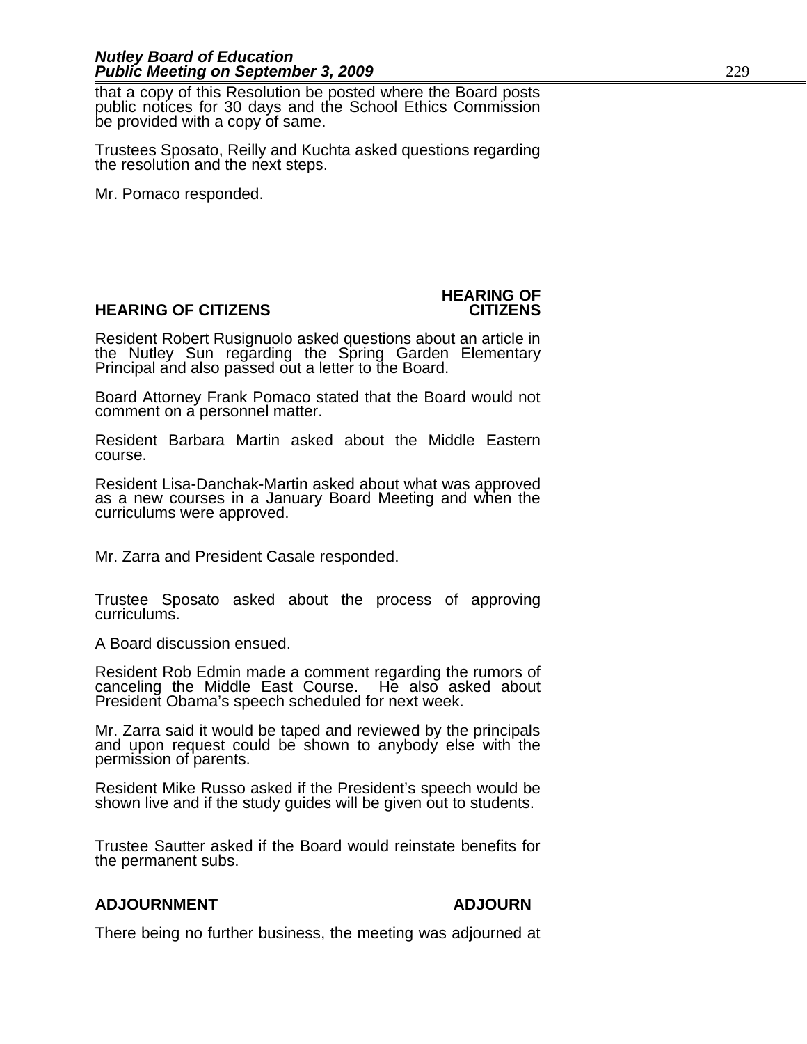that a copy of this Resolution be posted where the Board posts public notices for 30 days and the School Ethics Commission be provided with a copy of same.

Trustees Sposato, Reilly and Kuchta asked questions regarding the resolution and the next steps.

Mr. Pomaco responded.

## HEARING OF CITIZENS

**HEARING OF CITIZENS**

Resident Robert Rusignuolo asked questions about an article in the Nutley Sun regarding the Spring Garden Elementary Principal and also passed out a letter to the Board.

Board Attorney Frank Pomaco stated that the Board would not comment on a personnel matter.

Resident Barbara Martin asked about the Middle Eastern course.

Resident Lisa-Danchak-Martin asked about what was approved as a new courses in a January Board Meeting and when the curriculums were approved.

Mr. Zarra and President Casale responded.

Trustee Sposato asked about the process of approving curriculums.

A Board discussion ensued.

Resident Rob Edmin made a comment regarding the rumors of canceling the Middle East Course. He also asked about President Obama's speech scheduled for next week.

Mr. Zarra said it would be taped and reviewed by the principals and upon request could be shown to anybody else with the permission of parents.

Resident Mike Russo asked if the President's speech would be shown live and if the study guides will be given out to students.

Trustee Sautter asked if the Board would reinstate benefits for the permanent subs.

## ADJOURNMENT

**ADJOURN**

There being no further business, the meeting was adjourned at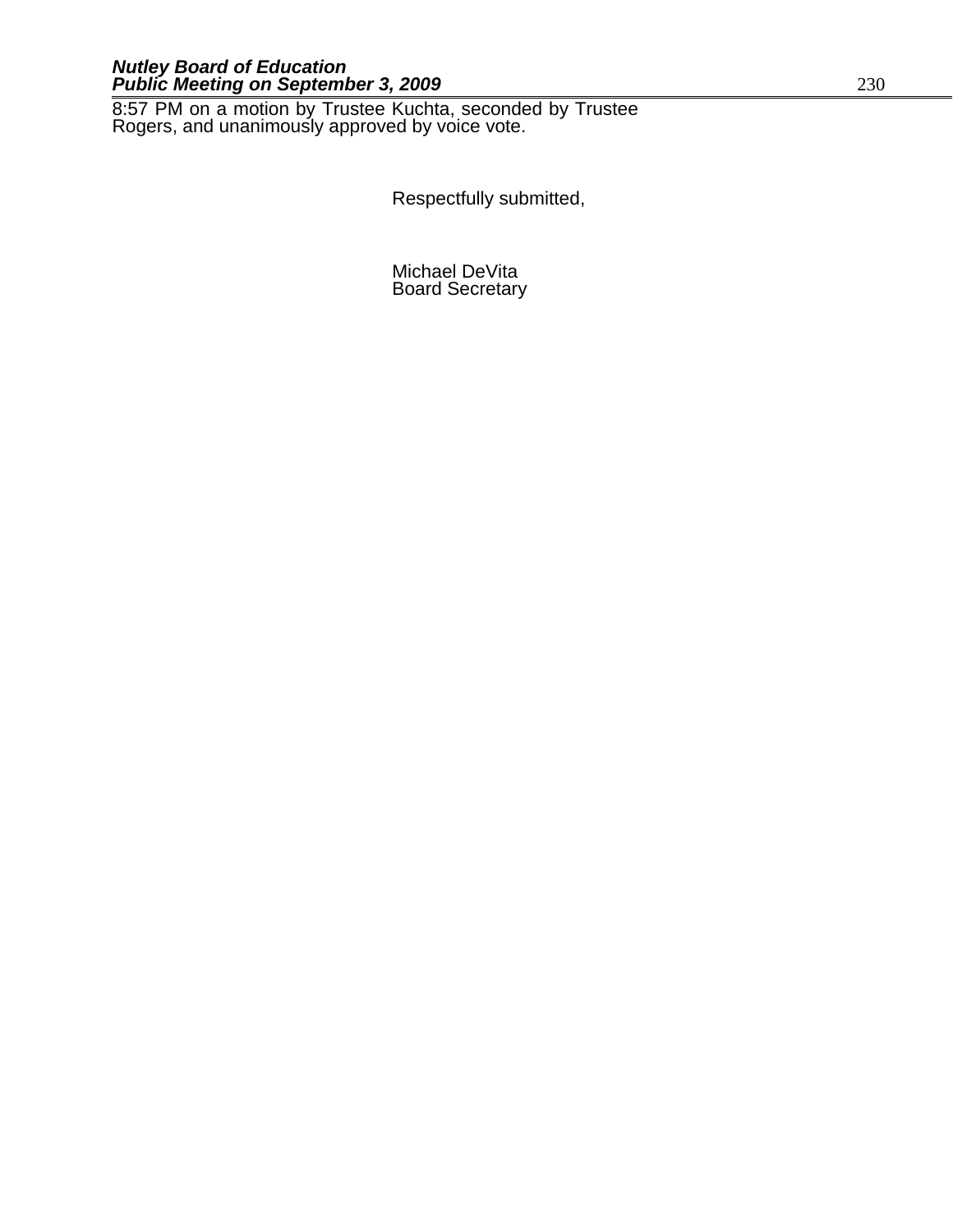8:57 PM on a motion by Trustee Kuchta, seconded by Trustee Rogers, and unanimously approved by voice vote.

Respectfully submitted,

Michael DeVita
Board Secretary